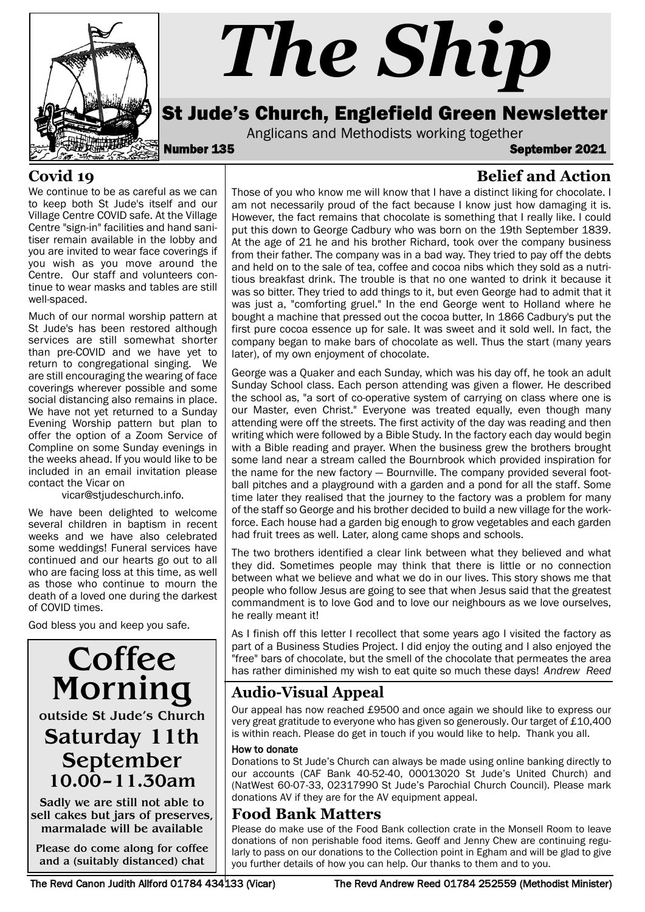# The Ship

## St Jude's Church, Englefield Green Newsletter

Anglicans and Methodists working together

**Number 135** **September 2021**

## Covid 19

We continue to be as careful as we can to keep both St Jude's itself and our Village Centre COVID safe. At the Village Centre "sign-in" facilities and hand sanitiser remain available in the lobby and you are invited to wear face coverings if you wish as you move around the Centre. Our staff and volunteers continue to wear masks and tables are still well-spaced.

Much of our normal worship pattern at St Jude's has been restored although services are still somewhat shorter than pre-COVID and we have yet to return to congregational singing. We are still encouraging the wearing of face coverings wherever possible and some social distancing also remains in place. We have not yet returned to a Sunday Evening Worship pattern but plan to offer the option of a Zoom Service of Compline on some Sunday evenings in the weeks ahead. If you would like to be included in an email invitation please contact the Vicar on vicar@stjudeschurch.info.

We have been delighted to welcome several children in baptism in recent weeks and we have also celebrated some weddings! Funeral services have continued and our hearts go out to all who are facing loss at this time, as well as those who continue to mourn the death of a loved one during the darkest of COVID times.

God bless you and keep you safe.

## Coffee Morning

**outside St Jude's Church**

**Saturday 11th September**
**10.00–11.30am**

**Sadly we are still not able to sell cakes but jars of preserves, marmalade will be available**

**Please do come along for coffee and a (suitably distanced) chat**

## Belief and Action

Those of you who know me will know that I have a distinct liking for chocolate. I am not necessarily proud of the fact because I know just how damaging it is. However, the fact remains that chocolate is something that I really like. I could put this down to George Cadbury who was born on the 19th September 1839. At the age of 21 he and his brother Richard, took over the company business from their father. The company was in a bad way. They tried to pay off the debts and held on to the sale of tea, coffee and cocoa nibs which they sold as a nutritious breakfast drink. The trouble is that no one wanted to drink it because it was so bitter. They tried to add things to it, but even George had to admit that it was just a, "comforting gruel." In the end George went to Holland where he bought a machine that pressed out the cocoa butter, In 1866 Cadbury's put the first pure cocoa essence up for sale. It was sweet and it sold well. In fact, the company began to make bars of chocolate as well. Thus the start (many years later), of my own enjoyment of chocolate.

George was a Quaker and each Sunday, which was his day off, he took an adult Sunday School class. Each person attending was given a flower. He described the school as, "a sort of co-operative system of carrying on class where one is our Master, even Christ." Everyone was treated equally, even though many attending were off the streets. The first activity of the day was reading and then writing which were followed by a Bible Study. In the factory each day would begin with a Bible reading and prayer. When the business grew the brothers brought some land near a stream called the Bournbrook which provided inspiration for the name for the new factory — Bournville. The company provided several football pitches and a playground with a garden and a pond for all the staff. Some time later they realised that the journey to the factory was a problem for many of the staff so George and his brother decided to build a new village for the workforce. Each house had a garden big enough to grow vegetables and each garden had fruit trees as well. Later, along came shops and schools.

The two brothers identified a clear link between what they believed and what they did. Sometimes people may think that there is little or no connection between what we believe and what we do in our lives. This story shows me that people who follow Jesus are going to see that when Jesus said that the greatest commandment is to love God and to love our neighbours as we love ourselves, he really meant it!

As I finish off this letter I recollect that some years ago I visited the factory as part of a Business Studies Project. I did enjoy the outing and I also enjoyed the "free" bars of chocolate, but the smell of the chocolate that permeates the area has rather diminished my wish to eat quite so much these days! *Andrew Reed*

## Audio-Visual Appeal

Our appeal has now reached £9500 and once again we should like to express our very great gratitude to everyone who has given so generously. Our target of £10,400 is within reach. Please do get in touch if you would like to help. Thank you all.

### How to donate

Donations to St Jude's Church can always be made using online banking directly to our accounts (CAF Bank 40-52-40, 00013020 St Jude's United Church) and (NatWest 60-07-33, 02317990 St Jude's Parochial Church Council). Please mark donations AV if they are for the AV equipment appeal.

## Food Bank Matters

Please do make use of the Food Bank collection crate in the Monsell Room to leave donations of non perishable food items. Geoff and Jenny Chew are continuing regularly to pass on our donations to the Collection point in Egham and will be glad to give you further details of how you can help. Our thanks to them and to you.

The Revd Canon Judith Allford 01784 434133 (Vicar) The Revd Andrew Reed 01784 252559 (Methodist Minister)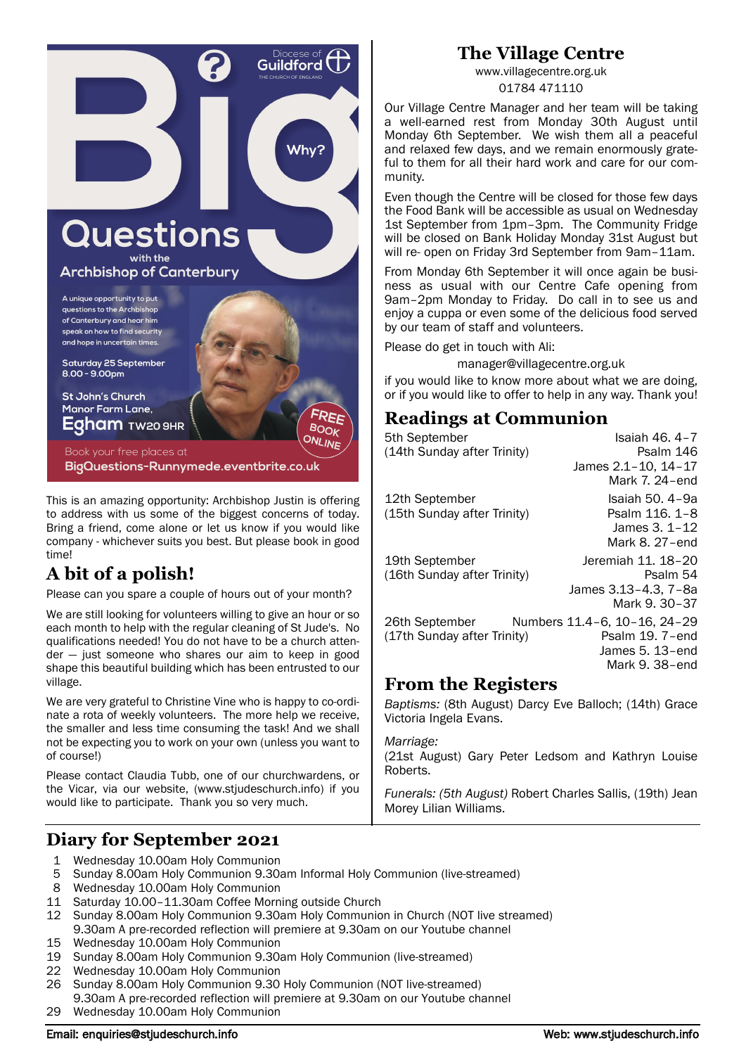# Big Questions

Diocese of Guildford
THE CHURCH OF ENGLAND

Why?

with the Archbishop of Canterbury

A unique opportunity to put questions to the Archbishop of Canterbury and hear him speak on how to find security and hope in uncertain times.

Saturday 25 September
8.00 - 9.00pm

St John's Church
Manor Farm Lane,
Egham TW20 9HR

FREE BOOK ONLINE

Book your free places at
BigQuestions-Runnymede.eventbrite.co.uk

This is an amazing opportunity: Archbishop Justin is offering to address with us some of the biggest concerns of today. Bring a friend, come alone or let us know if you would like company - whichever suits you best. But please book in good time!

## A bit of a polish!

Please can you spare a couple of hours out of your month?

We are still looking for volunteers willing to give an hour or so each month to help with the regular cleaning of St Jude's. No qualifications needed! You do not have to be a church attender — just someone who shares our aim to keep in good shape this beautiful building which has been entrusted to our village.

We are very grateful to Christine Vine who is happy to co-ordinate a rota of weekly volunteers. The more help we receive, the smaller and less time consuming the task! And we shall not be expecting you to work on your own (unless you want to of course!)

Please contact Claudia Tubb, one of our churchwardens, or the Vicar, via our website, (www.stjudeschurch.info) if you would like to participate. Thank you so very much.

## The Village Centre

www.villagecentre.org.uk
01784 471110

Our Village Centre Manager and her team will be taking a well-earned rest from Monday 30th August until Monday 6th September. We wish them all a peaceful and relaxed few days, and we remain enormously grateful to them for all their hard work and care for our community.

Even though the Centre will be closed for those few days the Food Bank will be accessible as usual on Wednesday 1st September from 1pm–3pm. The Community Fridge will be closed on Bank Holiday Monday 31st August but will re- open on Friday 3rd September from 9am–11am.

From Monday 6th September it will once again be business as usual with our Centre Cafe opening from 9am–2pm Monday to Friday. Do call in to see us and enjoy a cuppa or even some of the delicious food served by our team of staff and volunteers.

Please do get in touch with Ali:

manager@villagecentre.org.uk

if you would like to know more about what we are doing, or if you would like to offer to help in any way. Thank you!

## Readings at Communion

| | |
|---|---|
| 5th September (14th Sunday after Trinity) | Isaiah 46. 4–7<br>Psalm 146<br>James 2.1–10, 14–17<br>Mark 7. 24–end |
| 12th September (15th Sunday after Trinity) | Isaiah 50. 4–9a<br>Psalm 116. 1–8<br>James 3. 1–12<br>Mark 8. 27–end |
| 19th September (16th Sunday after Trinity) | Jeremiah 11. 18–20<br>Psalm 54<br>James 3.13–4.3, 7–8a<br>Mark 9. 30–37 |
| 26th September (17th Sunday after Trinity) | Numbers 11.4–6, 10–16, 24–29<br>Psalm 19. 7–end<br>James 5. 13–end<br>Mark 9. 38–end |

## From the Registers

*Baptisms:* (8th August) Darcy Eve Balloch; (14th) Grace Victoria Ingela Evans.

*Marriage:*
(21st August) Gary Peter Ledsom and Kathryn Louise Roberts.

*Funerals: (5th August)* Robert Charles Sallis, (19th) Jean Morey Lilian Williams.

## Diary for September 2021

1 Wednesday 10.00am Holy Communion
5 Sunday 8.00am Holy Communion 9.30am Informal Holy Communion (live-streamed)
8 Wednesday 10.00am Holy Communion
11 Saturday 10.00–11.30am Coffee Morning outside Church
12 Sunday 8.00am Holy Communion 9.30am Holy Communion in Church (NOT live streamed)
9.30am A pre-recorded reflection will premiere at 9.30am on our Youtube channel
15 Wednesday 10.00am Holy Communion
19 Sunday 8.00am Holy Communion 9.30am Holy Communion (live-streamed)
22 Wednesday 10.00am Holy Communion
26 Sunday 8.00am Holy Communion 9.30 Holy Communion (NOT live-streamed)
9.30am A pre-recorded reflection will premiere at 9.30am on our Youtube channel
29 Wednesday 10.00am Holy Communion

Email: enquiries@stjudeschurch.info Web: www.stjudeschurch.info